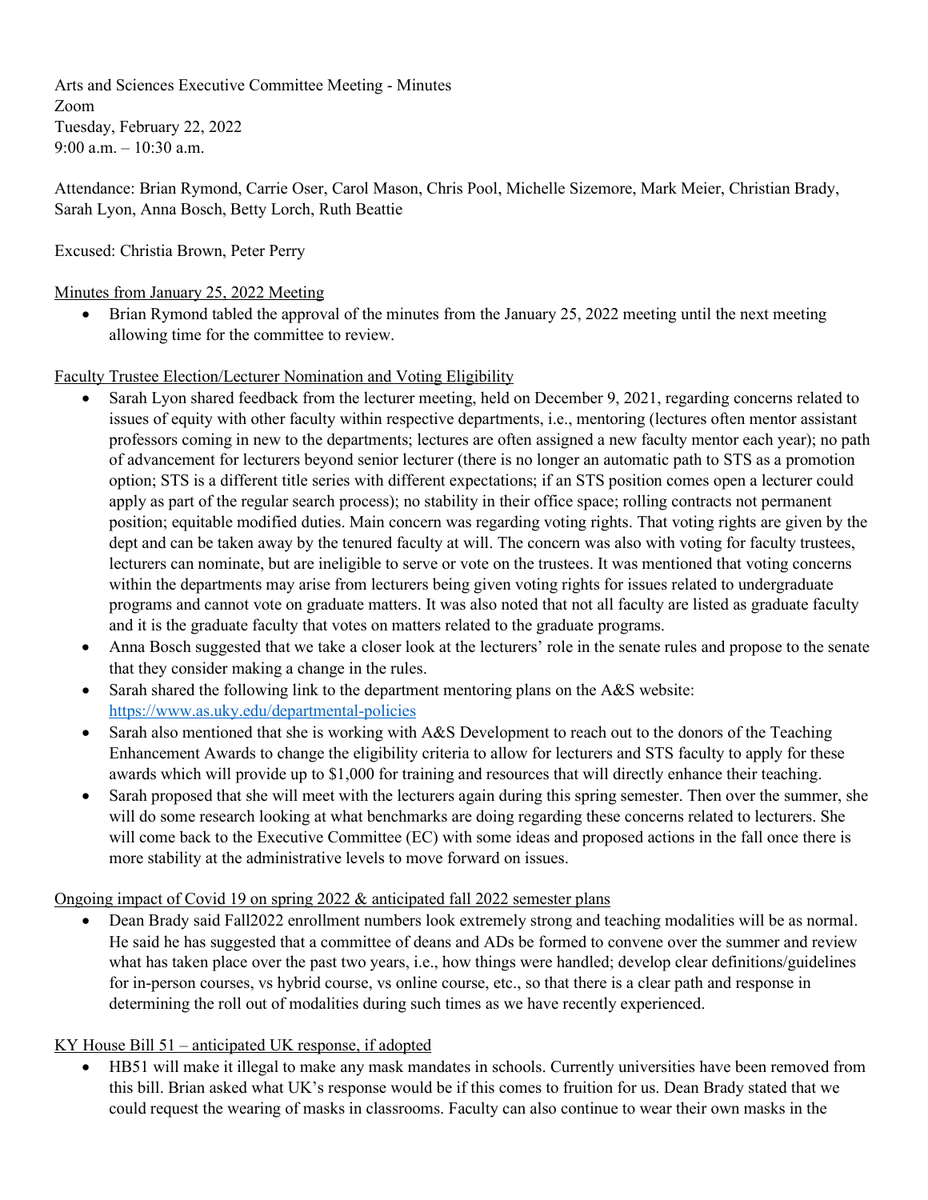Arts and Sciences Executive Committee Meeting - Minutes
Zoom
Tuesday, February 22, 2022
9:00 a.m. – 10:30 a.m.

Attendance: Brian Rymond, Carrie Oser, Carol Mason, Chris Pool, Michelle Sizemore, Mark Meier, Christian Brady, Sarah Lyon, Anna Bosch, Betty Lorch, Ruth Beattie

Excused: Christia Brown, Peter Perry

Minutes from January 25, 2022 Meeting

- Brian Rymond tabled the approval of the minutes from the January 25, 2022 meeting until the next meeting allowing time for the committee to review.

Faculty Trustee Election/Lecturer Nomination and Voting Eligibility

- Sarah Lyon shared feedback from the lecturer meeting, held on December 9, 2021, regarding concerns related to issues of equity with other faculty within respective departments, i.e., mentoring (lectures often mentor assistant professors coming in new to the departments; lectures are often assigned a new faculty mentor each year); no path of advancement for lecturers beyond senior lecturer (there is no longer an automatic path to STS as a promotion option; STS is a different title series with different expectations; if an STS position comes open a lecturer could apply as part of the regular search process); no stability in their office space; rolling contracts not permanent position; equitable modified duties. Main concern was regarding voting rights. That voting rights are given by the dept and can be taken away by the tenured faculty at will. The concern was also with voting for faculty trustees, lecturers can nominate, but are ineligible to serve or vote on the trustees. It was mentioned that voting concerns within the departments may arise from lecturers being given voting rights for issues related to undergraduate programs and cannot vote on graduate matters. It was also noted that not all faculty are listed as graduate faculty and it is the graduate faculty that votes on matters related to the graduate programs.
- Anna Bosch suggested that we take a closer look at the lecturers' role in the senate rules and propose to the senate that they consider making a change in the rules.
- Sarah shared the following link to the department mentoring plans on the A&S website: https://www.as.uky.edu/departmental-policies
- Sarah also mentioned that she is working with A&S Development to reach out to the donors of the Teaching Enhancement Awards to change the eligibility criteria to allow for lecturers and STS faculty to apply for these awards which will provide up to $1,000 for training and resources that will directly enhance their teaching.
- Sarah proposed that she will meet with the lecturers again during this spring semester. Then over the summer, she will do some research looking at what benchmarks are doing regarding these concerns related to lecturers. She will come back to the Executive Committee (EC) with some ideas and proposed actions in the fall once there is more stability at the administrative levels to move forward on issues.

Ongoing impact of Covid 19 on spring 2022 & anticipated fall 2022 semester plans

- Dean Brady said Fall2022 enrollment numbers look extremely strong and teaching modalities will be as normal. He said he has suggested that a committee of deans and ADs be formed to convene over the summer and review what has taken place over the past two years, i.e., how things were handled; develop clear definitions/guidelines for in-person courses, vs hybrid course, vs online course, etc., so that there is a clear path and response in determining the roll out of modalities during such times as we have recently experienced.

KY House Bill 51 – anticipated UK response, if adopted

- HB51 will make it illegal to make any mask mandates in schools. Currently universities have been removed from this bill. Brian asked what UK's response would be if this comes to fruition for us. Dean Brady stated that we could request the wearing of masks in classrooms. Faculty can also continue to wear their own masks in the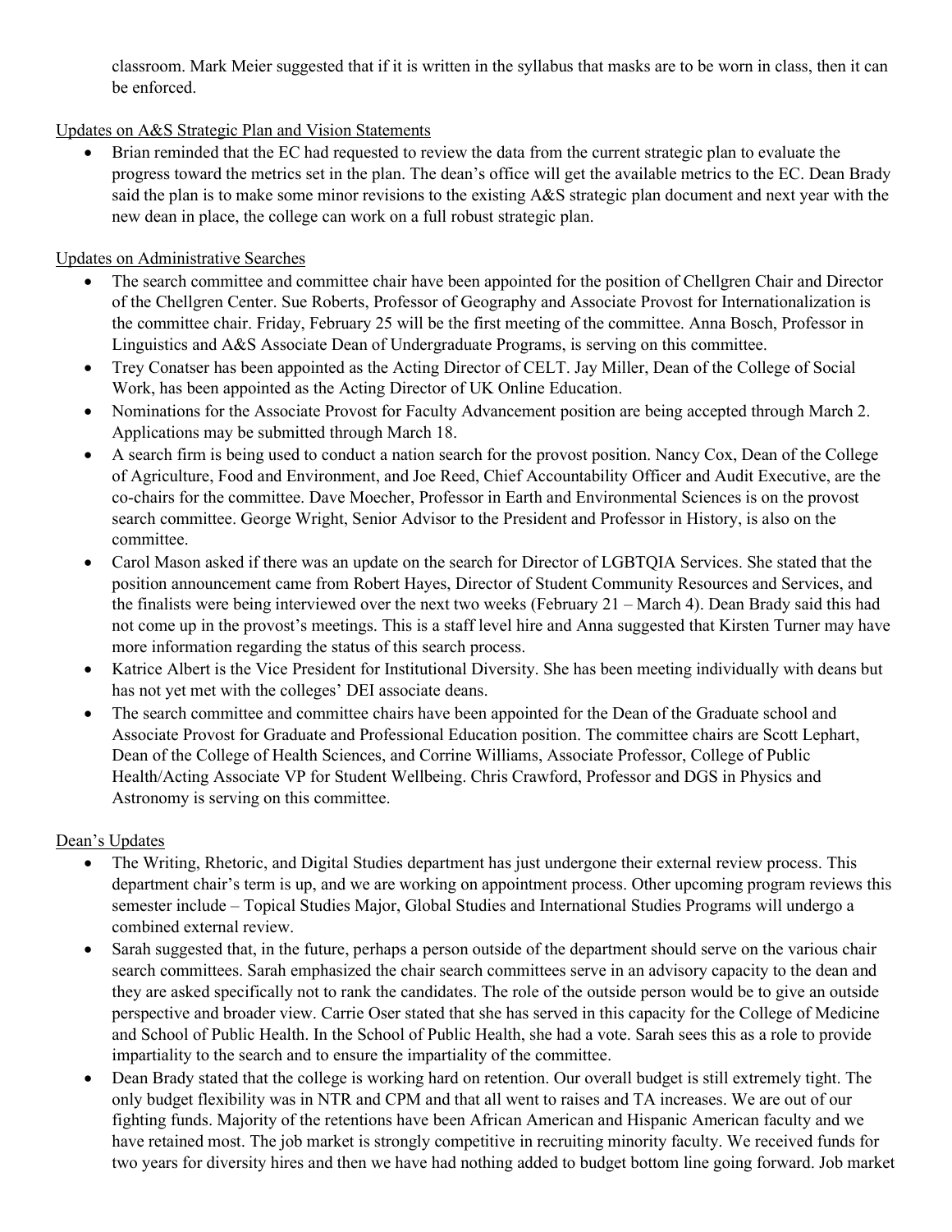classroom. Mark Meier suggested that if it is written in the syllabus that masks are to be worn in class, then it can be enforced.

Updates on A&S Strategic Plan and Vision Statements

- Brian reminded that the EC had requested to review the data from the current strategic plan to evaluate the progress toward the metrics set in the plan. The dean's office will get the available metrics to the EC. Dean Brady said the plan is to make some minor revisions to the existing A&S strategic plan document and next year with the new dean in place, the college can work on a full robust strategic plan.

Updates on Administrative Searches

- The search committee and committee chair have been appointed for the position of Chellgren Chair and Director of the Chellgren Center. Sue Roberts, Professor of Geography and Associate Provost for Internationalization is the committee chair. Friday, February 25 will be the first meeting of the committee. Anna Bosch, Professor in Linguistics and A&S Associate Dean of Undergraduate Programs, is serving on this committee.
- Trey Conatser has been appointed as the Acting Director of CELT. Jay Miller, Dean of the College of Social Work, has been appointed as the Acting Director of UK Online Education.
- Nominations for the Associate Provost for Faculty Advancement position are being accepted through March 2. Applications may be submitted through March 18.
- A search firm is being used to conduct a nation search for the provost position. Nancy Cox, Dean of the College of Agriculture, Food and Environment, and Joe Reed, Chief Accountability Officer and Audit Executive, are the co-chairs for the committee. Dave Moecher, Professor in Earth and Environmental Sciences is on the provost search committee. George Wright, Senior Advisor to the President and Professor in History, is also on the committee.
- Carol Mason asked if there was an update on the search for Director of LGBTQIA Services. She stated that the position announcement came from Robert Hayes, Director of Student Community Resources and Services, and the finalists were being interviewed over the next two weeks (February 21 – March 4). Dean Brady said this had not come up in the provost's meetings. This is a staff level hire and Anna suggested that Kirsten Turner may have more information regarding the status of this search process.
- Katrice Albert is the Vice President for Institutional Diversity. She has been meeting individually with deans but has not yet met with the colleges' DEI associate deans.
- The search committee and committee chairs have been appointed for the Dean of the Graduate school and Associate Provost for Graduate and Professional Education position. The committee chairs are Scott Lephart, Dean of the College of Health Sciences, and Corrine Williams, Associate Professor, College of Public Health/Acting Associate VP for Student Wellbeing. Chris Crawford, Professor and DGS in Physics and Astronomy is serving on this committee.

Dean's Updates

- The Writing, Rhetoric, and Digital Studies department has just undergone their external review process. This department chair's term is up, and we are working on appointment process. Other upcoming program reviews this semester include – Topical Studies Major, Global Studies and International Studies Programs will undergo a combined external review.
- Sarah suggested that, in the future, perhaps a person outside of the department should serve on the various chair search committees. Sarah emphasized the chair search committees serve in an advisory capacity to the dean and they are asked specifically not to rank the candidates. The role of the outside person would be to give an outside perspective and broader view. Carrie Oser stated that she has served in this capacity for the College of Medicine and School of Public Health. In the School of Public Health, she had a vote. Sarah sees this as a role to provide impartiality to the search and to ensure the impartiality of the committee.
- Dean Brady stated that the college is working hard on retention. Our overall budget is still extremely tight. The only budget flexibility was in NTR and CPM and that all went to raises and TA increases. We are out of our fighting funds. Majority of the retentions have been African American and Hispanic American faculty and we have retained most. The job market is strongly competitive in recruiting minority faculty. We received funds for two years for diversity hires and then we have had nothing added to budget bottom line going forward. Job market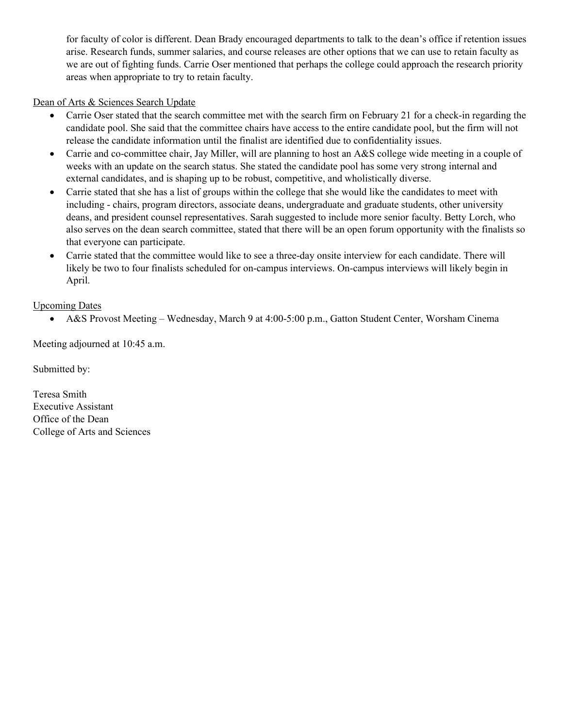for faculty of color is different. Dean Brady encouraged departments to talk to the dean's office if retention issues arise. Research funds, summer salaries, and course releases are other options that we can use to retain faculty as we are out of fighting funds. Carrie Oser mentioned that perhaps the college could approach the research priority areas when appropriate to try to retain faculty.

<u>Dean of Arts & Sciences Search Update</u>

- Carrie Oser stated that the search committee met with the search firm on February 21 for a check-in regarding the candidate pool. She said that the committee chairs have access to the entire candidate pool, but the firm will not release the candidate information until the finalist are identified due to confidentiality issues.
- Carrie and co-committee chair, Jay Miller, will are planning to host an A&S college wide meeting in a couple of weeks with an update on the search status. She stated the candidate pool has some very strong internal and external candidates, and is shaping up to be robust, competitive, and wholistically diverse.
- Carrie stated that she has a list of groups within the college that she would like the candidates to meet with including - chairs, program directors, associate deans, undergraduate and graduate students, other university deans, and president counsel representatives. Sarah suggested to include more senior faculty. Betty Lorch, who also serves on the dean search committee, stated that there will be an open forum opportunity with the finalists so that everyone can participate.
- Carrie stated that the committee would like to see a three-day onsite interview for each candidate. There will likely be two to four finalists scheduled for on-campus interviews. On-campus interviews will likely begin in April.

<u>Upcoming Dates</u>

- A&S Provost Meeting – Wednesday, March 9 at 4:00-5:00 p.m., Gatton Student Center, Worsham Cinema

Meeting adjourned at 10:45 a.m.

Submitted by:

Teresa Smith
Executive Assistant
Office of the Dean
College of Arts and Sciences